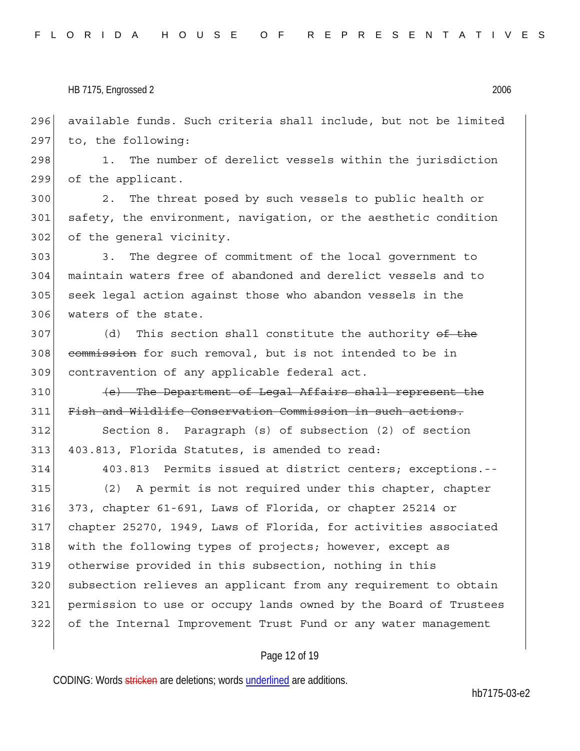available funds. Such criteria shall include, but not be limited to, the following:

1. The number of derelict vessels within the jurisdiction of the applicant.

2. The threat posed by such vessels to public health or safety, the environment, navigation, or the aesthetic condition of the general vicinity.

3. The degree of commitment of the local government to maintain waters free of abandoned and derelict vessels and to seek legal action against those who abandon vessels in the waters of the state.

(d) This section shall constitute the authority ~~of the commission~~ for such removal, but is not intended to be in contravention of any applicable federal act.

~~(e) The Department of Legal Affairs shall represent the Fish and Wildlife Conservation Commission in such actions.~~

Section 8. Paragraph (s) of subsection (2) of section 403.813, Florida Statutes, is amended to read:

403.813 Permits issued at district centers; exceptions.--

(2) A permit is not required under this chapter, chapter 373, chapter 61-691, Laws of Florida, or chapter 25214 or chapter 25270, 1949, Laws of Florida, for activities associated with the following types of projects; however, except as otherwise provided in this subsection, nothing in this subsection relieves an applicant from any requirement to obtain permission to use or occupy lands owned by the Board of Trustees of the Internal Improvement Trust Fund or any water management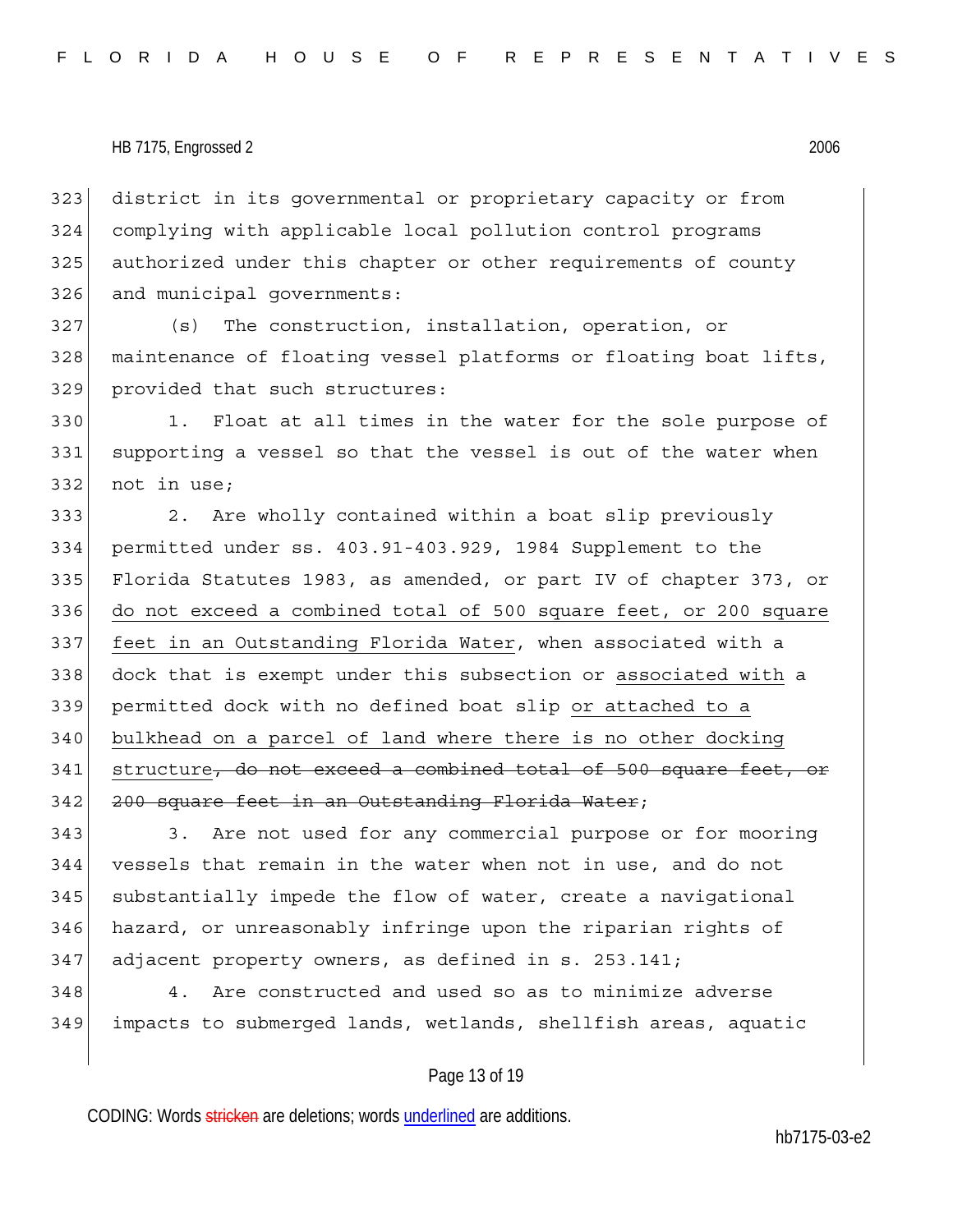district in its governmental or proprietary capacity or from complying with applicable local pollution control programs authorized under this chapter or other requirements of county and municipal governments:

(s) The construction, installation, operation, or maintenance of floating vessel platforms or floating boat lifts, provided that such structures:

1. Float at all times in the water for the sole purpose of supporting a vessel so that the vessel is out of the water when not in use;

2. Are wholly contained within a boat slip previously permitted under ss. 403.91-403.929, 1984 Supplement to the Florida Statutes 1983, as amended, or part IV of chapter 373, or <u>do not exceed a combined total of 500 square feet, or 200 square feet in an Outstanding Florida Water</u>, when associated with a dock that is exempt under this subsection or <u>associated with</u> a permitted dock with no defined boat slip <u>or attached to a bulkhead on a parcel of land where there is no other docking structure</u>~~, do not exceed a combined total of 500 square feet, or 200 square feet in an Outstanding Florida Water~~;

3. Are not used for any commercial purpose or for mooring vessels that remain in the water when not in use, and do not substantially impede the flow of water, create a navigational hazard, or unreasonably infringe upon the riparian rights of adjacent property owners, as defined in s. 253.141;

4. Are constructed and used so as to minimize adverse impacts to submerged lands, wetlands, shellfish areas, aquatic

CODING: Words ~~stricken~~ are deletions; words <u>underlined</u> are additions.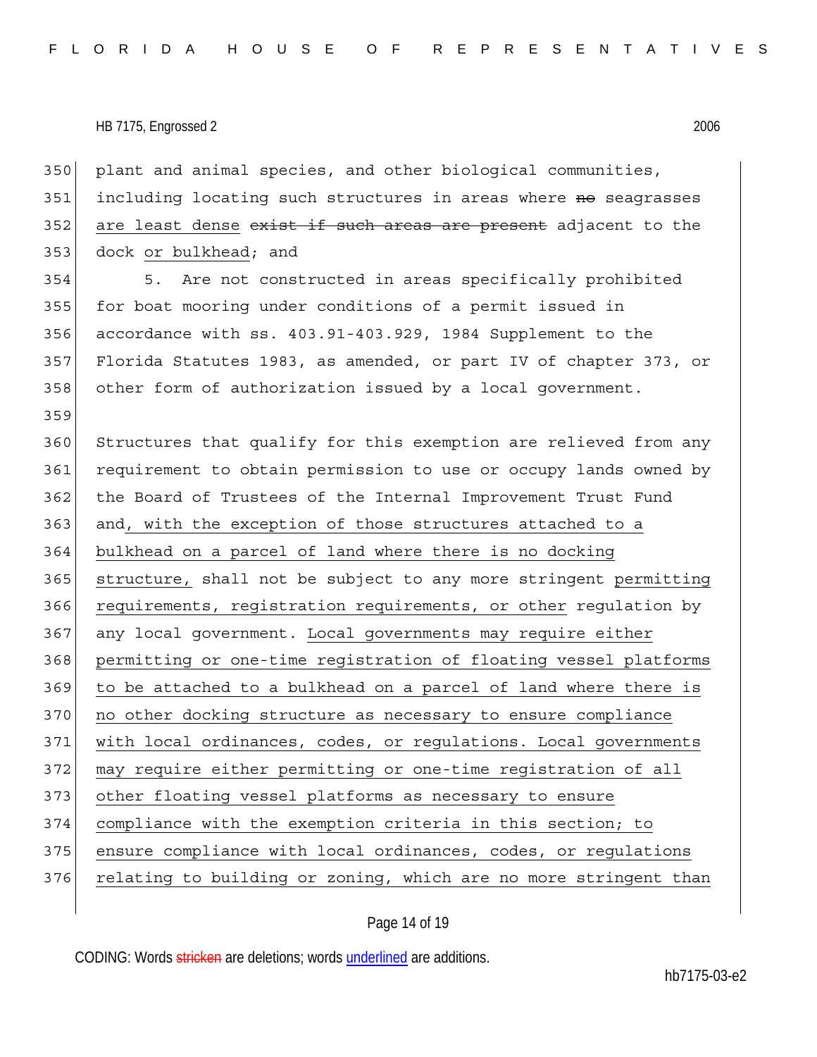350 plant and animal species, and other biological communities,
351 including locating such structures in areas where ~~no~~ seagrasses
352 <u>are least dense</u> ~~exist if such areas are present~~ adjacent to the
353 dock <u>or bulkhead</u>; and

354 5. Are not constructed in areas specifically prohibited
355 for boat mooring under conditions of a permit issued in
356 accordance with ss. 403.91-403.929, 1984 Supplement to the
357 Florida Statutes 1983, as amended, or part IV of chapter 373, or
358 other form of authorization issued by a local government.

359

360 Structures that qualify for this exemption are relieved from any
361 requirement to obtain permission to use or occupy lands owned by
362 the Board of Trustees of the Internal Improvement Trust Fund
363 and<u>, with the exception of those structures attached to a</u>
364 <u>bulkhead on a parcel of land where there is no docking</u>
365 <u>structure,</u> shall not be subject to any more stringent <u>permitting</u>
366 <u>requirements, registration requirements, or other</u> regulation by
367 any local government. <u>Local governments may require either</u>
368 <u>permitting or one-time registration of floating vessel platforms</u>
369 <u>to be attached to a bulkhead on a parcel of land where there is</u>
370 <u>no other docking structure as necessary to ensure compliance</u>
371 <u>with local ordinances, codes, or regulations. Local governments</u>
372 <u>may require either permitting or one-time registration of all</u>
373 <u>other floating vessel platforms as necessary to ensure</u>
374 <u>compliance with the exemption criteria in this section; to</u>
375 <u>ensure compliance with local ordinances, codes, or regulations</u>
376 <u>relating to building or zoning, which are no more stringent than</u>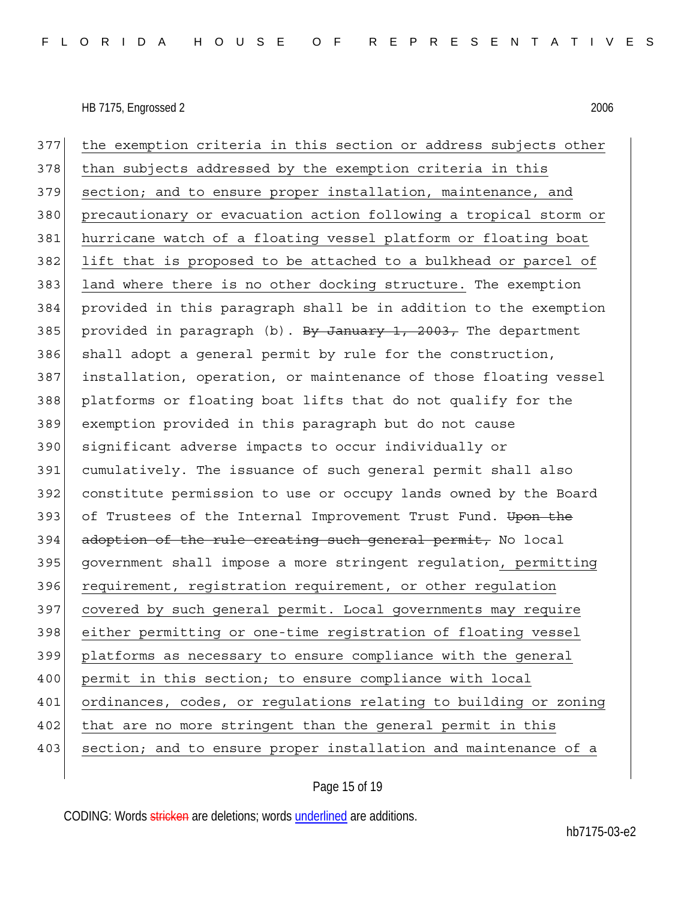HB 7175, Engrossed 2 2006

377 <u>the exemption criteria in this section or address subjects other</u>
378 <u>than subjects addressed by the exemption criteria in this</u>
379 <u>section; and to ensure proper installation, maintenance, and</u>
380 <u>precautionary or evacuation action following a tropical storm or</u>
381 <u>hurricane watch of a floating vessel platform or floating boat</u>
382 <u>lift that is proposed to be attached to a bulkhead or parcel of</u>
383 <u>land where there is no other docking structure.</u> The exemption
384 provided in this paragraph shall be in addition to the exemption
385 provided in paragraph (b). ~~By January 1, 2003,~~ The department
386 shall adopt a general permit by rule for the construction,
387 installation, operation, or maintenance of those floating vessel
388 platforms or floating boat lifts that do not qualify for the
389 exemption provided in this paragraph but do not cause
390 significant adverse impacts to occur individually or
391 cumulatively. The issuance of such general permit shall also
392 constitute permission to use or occupy lands owned by the Board
393 of Trustees of the Internal Improvement Trust Fund. ~~Upon the~~
394 ~~adoption of the rule creating such general permit,~~ No local
395 government shall impose a more stringent regulation<u>, permitting</u>
396 <u>requirement, registration requirement, or other regulation</u>
397 <u>covered by such general permit. Local governments may require</u>
398 <u>either permitting or one-time registration of floating vessel</u>
399 <u>platforms as necessary to ensure compliance with the general</u>
400 <u>permit in this section; to ensure compliance with local</u>
401 <u>ordinances, codes, or regulations relating to building or zoning</u>
402 <u>that are no more stringent than the general permit in this</u>
403 <u>section; and to ensure proper installation and maintenance of a</u>

CODING: Words ~~stricken~~ are deletions; words <u>underlined</u> are additions.

hb7175-03-e2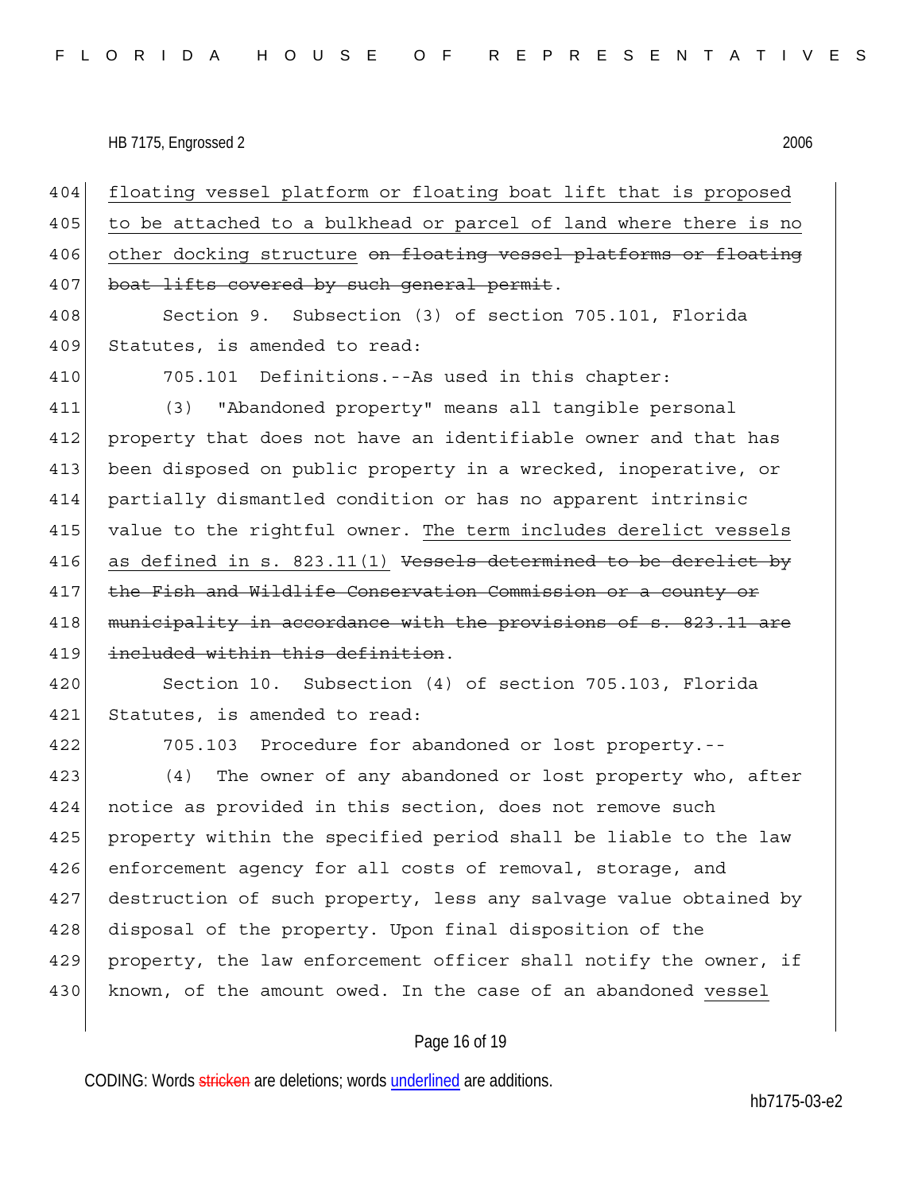404 floating vessel platform or floating boat lift that is proposed
405 to be attached to a bulkhead or parcel of land where there is no
406 other docking structure ~~on floating vessel platforms or floating~~
407 ~~boat lifts covered by such general permit~~.

408 Section 9. Subsection (3) of section 705.101, Florida
409 Statutes, is amended to read:

410 705.101 Definitions.--As used in this chapter:

411 (3) "Abandoned property" means all tangible personal
412 property that does not have an identifiable owner and that has
413 been disposed on public property in a wrecked, inoperative, or
414 partially dismantled condition or has no apparent intrinsic
415 value to the rightful owner. The term includes derelict vessels
416 as defined in s. 823.11(1) ~~Vessels determined to be derelict by~~
417 ~~the Fish and Wildlife Conservation Commission or a county or~~
418 ~~municipality in accordance with the provisions of s. 823.11 are~~
419 ~~included within this definition~~.

420 Section 10. Subsection (4) of section 705.103, Florida
421 Statutes, is amended to read:

422 705.103 Procedure for abandoned or lost property.--

423 (4) The owner of any abandoned or lost property who, after
424 notice as provided in this section, does not remove such
425 property within the specified period shall be liable to the law
426 enforcement agency for all costs of removal, storage, and
427 destruction of such property, less any salvage value obtained by
428 disposal of the property. Upon final disposition of the
429 property, the law enforcement officer shall notify the owner, if
430 known, of the amount owed. In the case of an abandoned vessel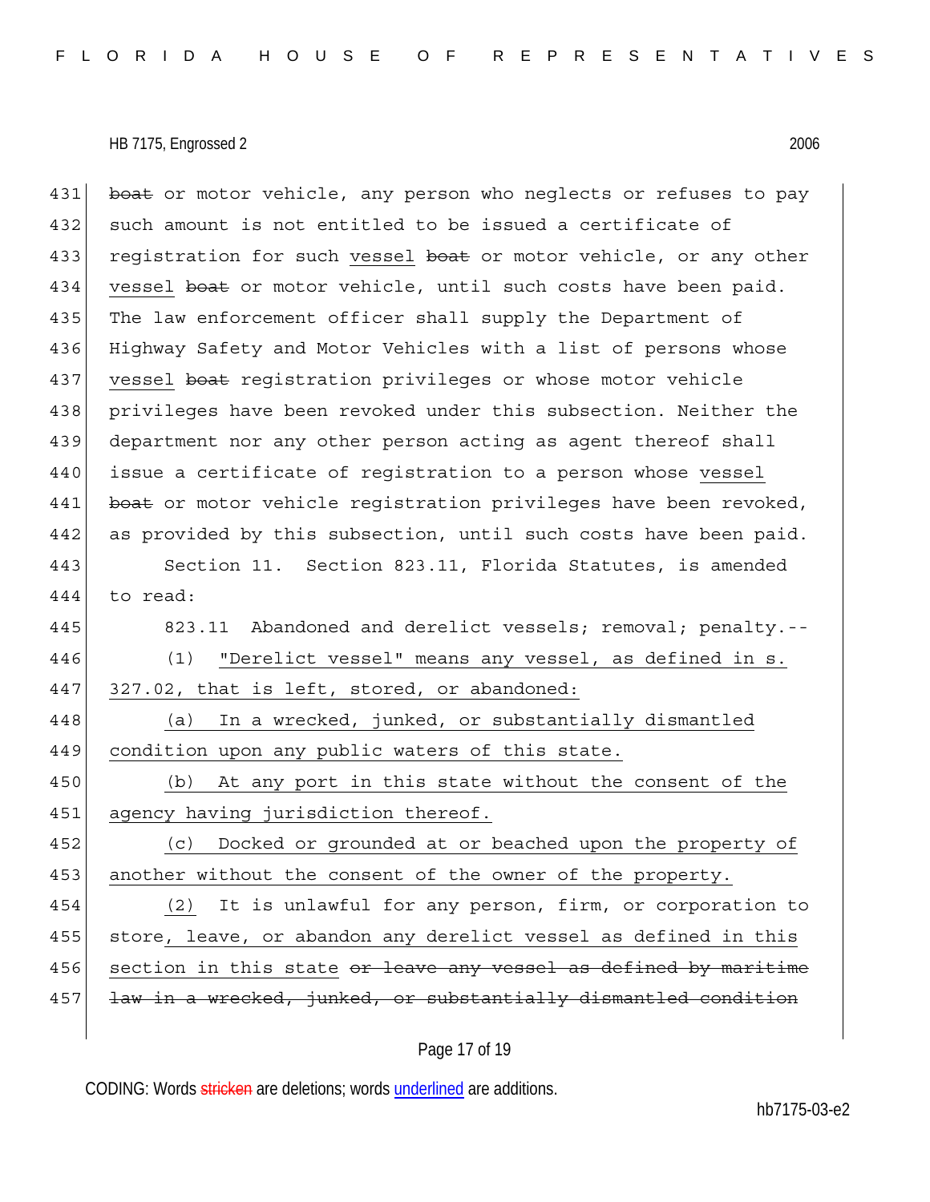~~boat~~ or motor vehicle, any person who neglects or refuses to pay such amount is not entitled to be issued a certificate of registration for such <u>vessel</u> ~~boat~~ or motor vehicle, or any other <u>vessel</u> ~~boat~~ or motor vehicle, until such costs have been paid. The law enforcement officer shall supply the Department of Highway Safety and Motor Vehicles with a list of persons whose <u>vessel</u> ~~boat~~ registration privileges or whose motor vehicle privileges have been revoked under this subsection. Neither the department nor any other person acting as agent thereof shall issue a certificate of registration to a person whose <u>vessel</u> ~~boat~~ or motor vehicle registration privileges have been revoked, as provided by this subsection, until such costs have been paid.

Section 11. Section 823.11, Florida Statutes, is amended to read:

823.11 Abandoned and derelict vessels; removal; penalty.--

<u>(1) "Derelict vessel" means any vessel, as defined in s. 327.02, that is left, stored, or abandoned:</u>

<u>(a) In a wrecked, junked, or substantially dismantled condition upon any public waters of this state.</u>

<u>(b) At any port in this state without the consent of the agency having jurisdiction thereof.</u>

<u>(c) Docked or grounded at or beached upon the property of another without the consent of the owner of the property.</u>

<u>(2)</u> It is unlawful for any person, firm, or corporation to store<u>, leave, or abandon any derelict vessel as defined in this section in this state</u> ~~or leave any vessel as defined by maritime law in a wrecked, junked, or substantially dismantled condition~~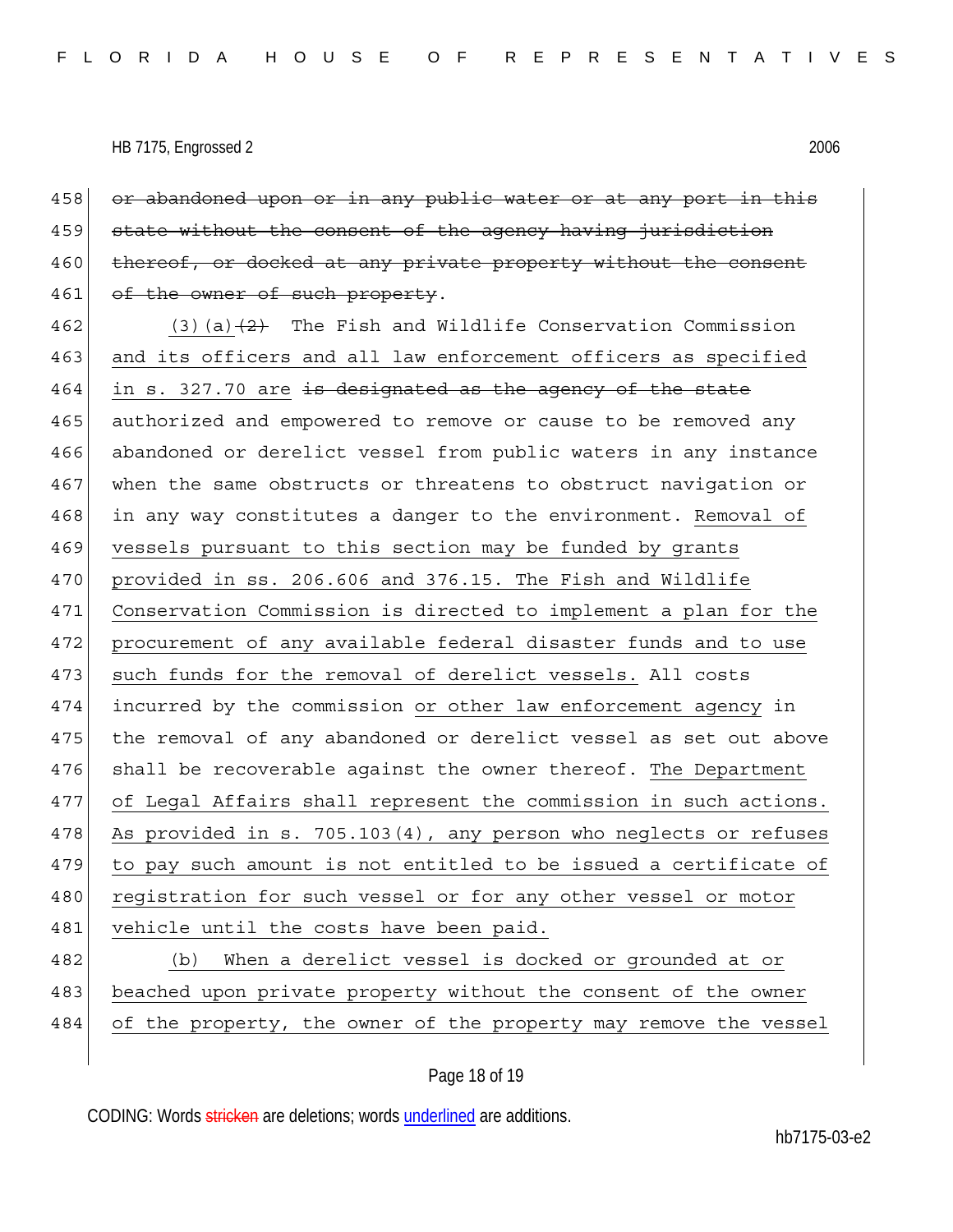458 ~~or abandoned upon or in any public water or at any port in this~~
459 ~~state without the consent of the agency having jurisdiction~~
460 ~~thereof, or docked at any private property without the consent~~
461 ~~of the owner of such property~~.

462 <u>(3)(a)</u>~~(2)~~ The Fish and Wildlife Conservation Commission
463 <u>and its officers and all law enforcement officers as specified</u>
464 <u>in s. 327.70 are</u> ~~is designated as the agency of the state~~
465 authorized and empowered to remove or cause to be removed any
466 abandoned or derelict vessel from public waters in any instance
467 when the same obstructs or threatens to obstruct navigation or
468 in any way constitutes a danger to the environment. <u>Removal of</u>
469 <u>vessels pursuant to this section may be funded by grants</u>
470 <u>provided in ss. 206.606 and 376.15. The Fish and Wildlife</u>
471 <u>Conservation Commission is directed to implement a plan for the</u>
472 <u>procurement of any available federal disaster funds and to use</u>
473 <u>such funds for the removal of derelict vessels.</u> All costs
474 incurred by the commission <u>or other law enforcement agency</u> in
475 the removal of any abandoned or derelict vessel as set out above
476 shall be recoverable against the owner thereof. <u>The Department</u>
477 <u>of Legal Affairs shall represent the commission in such actions.</u>
478 <u>As provided in s. 705.103(4), any person who neglects or refuses</u>
479 <u>to pay such amount is not entitled to be issued a certificate of</u>
480 <u>registration for such vessel or for any other vessel or motor</u>
481 <u>vehicle until the costs have been paid.</u>

482 <u>(b) When a derelict vessel is docked or grounded at or</u>
483 <u>beached upon private property without the consent of the owner</u>
484 <u>of the property, the owner of the property may remove the vessel</u>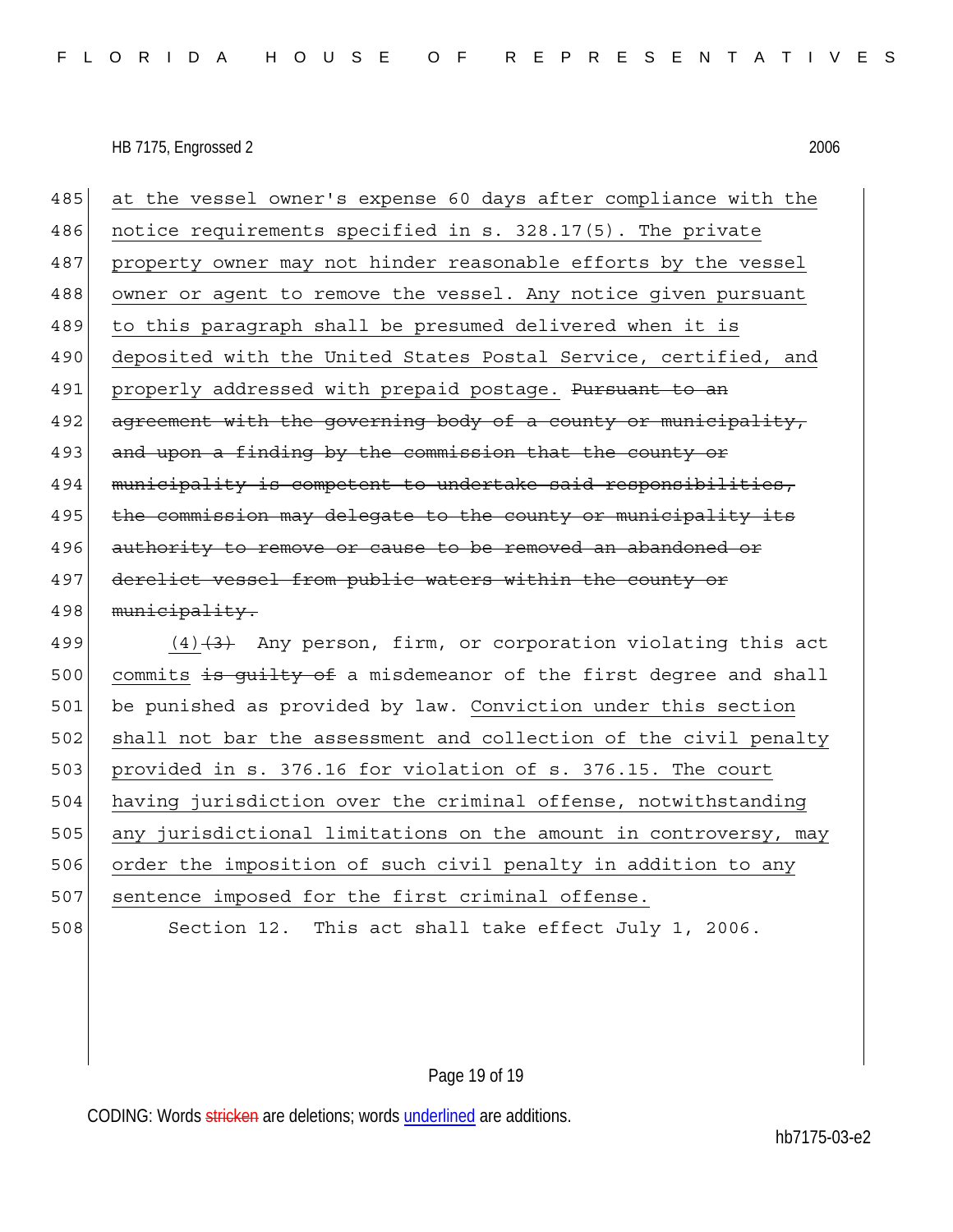at the vessel owner's expense 60 days after compliance with the notice requirements specified in s. 328.17(5). The private property owner may not hinder reasonable efforts by the vessel owner or agent to remove the vessel. Any notice given pursuant to this paragraph shall be presumed delivered when it is deposited with the United States Postal Service, certified, and properly addressed with prepaid postage. ~~Pursuant to an agreement with the governing body of a county or municipality, and upon a finding by the commission that the county or municipality is competent to undertake said responsibilities, the commission may delegate to the county or municipality its authority to remove or cause to be removed an abandoned or derelict vessel from public waters within the county or municipality.~~

(4)~~(3)~~ Any person, firm, or corporation violating this act commits ~~is guilty of~~ a misdemeanor of the first degree and shall be punished as provided by law. Conviction under this section shall not bar the assessment and collection of the civil penalty provided in s. 376.16 for violation of s. 376.15. The court having jurisdiction over the criminal offense, notwithstanding any jurisdictional limitations on the amount in controversy, may order the imposition of such civil penalty in addition to any sentence imposed for the first criminal offense.

Section 12. This act shall take effect July 1, 2006.